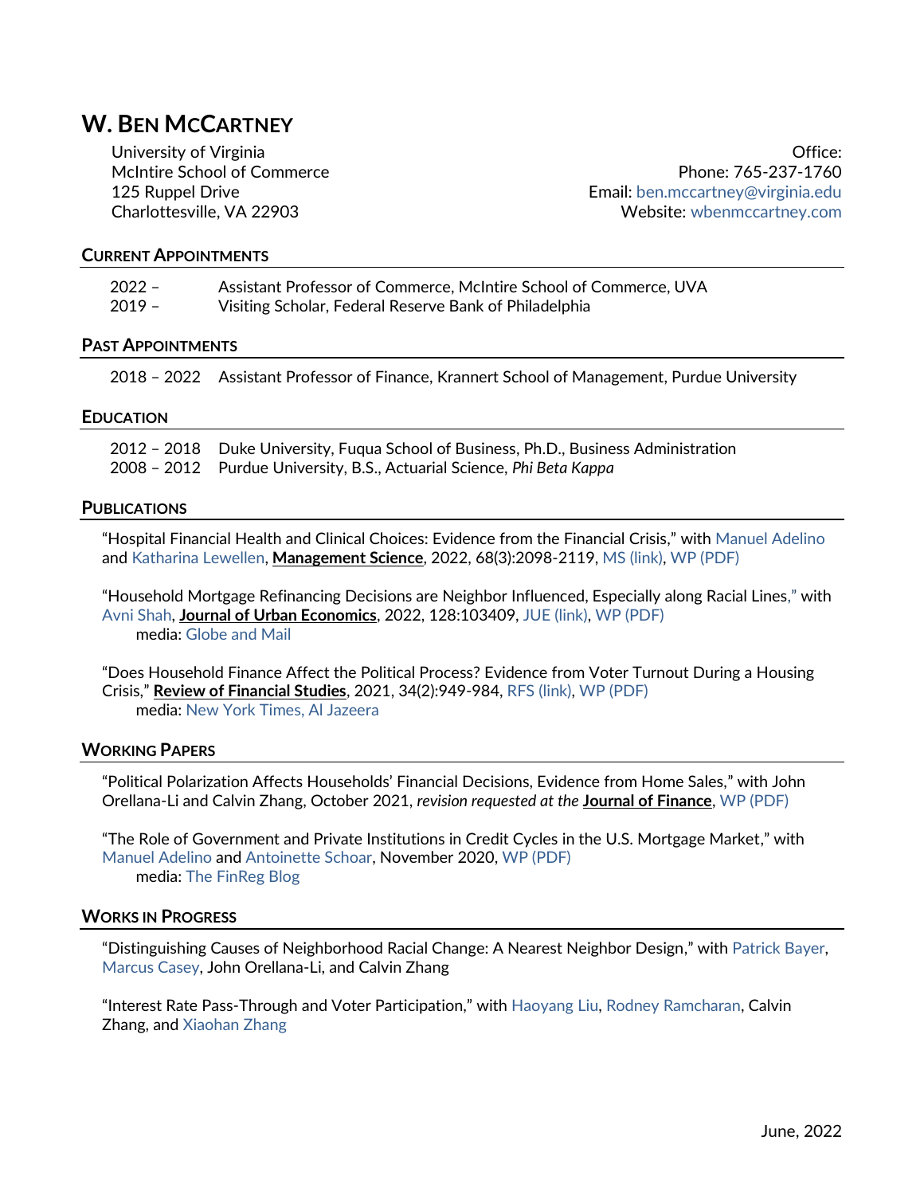# W. BEN MCCARTNEY

University of Virginia
McIntire School of Commerce
125 Ruppel Drive
Charlottesville, VA 22903

Office:
Phone: 765-237-1760
Email: ben.mccartney@virginia.edu
Website: wbenmccartney.com

## CURRENT APPOINTMENTS

2022 – Assistant Professor of Commerce, McIntire School of Commerce, UVA
2019 – Visiting Scholar, Federal Reserve Bank of Philadelphia

## PAST APPOINTMENTS

2018 – 2022 Assistant Professor of Finance, Krannert School of Management, Purdue University

## EDUCATION

2012 – 2018 Duke University, Fuqua School of Business, Ph.D., Business Administration
2008 – 2012 Purdue University, B.S., Actuarial Science, *Phi Beta Kappa*

## PUBLICATIONS

"Hospital Financial Health and Clinical Choices: Evidence from the Financial Crisis," with Manuel Adelino and Katharina Lewellen, **Management Science**, 2022, 68(3):2098-2119, MS (link), WP (PDF)

"Household Mortgage Refinancing Decisions are Neighbor Influenced, Especially along Racial Lines," with Avni Shah, **Journal of Urban Economics**, 2022, 128:103409, JUE (link), WP (PDF)
 media: Globe and Mail

"Does Household Finance Affect the Political Process? Evidence from Voter Turnout During a Housing Crisis," **Review of Financial Studies**, 2021, 34(2):949-984, RFS (link), WP (PDF)
 media: New York Times, Al Jazeera

## WORKING PAPERS

"Political Polarization Affects Households' Financial Decisions, Evidence from Home Sales," with John Orellana-Li and Calvin Zhang, October 2021, *revision requested at the* **Journal of Finance**, WP (PDF)

"The Role of Government and Private Institutions in Credit Cycles in the U.S. Mortgage Market," with Manuel Adelino and Antoinette Schoar, November 2020, WP (PDF)
 media: The FinReg Blog

## WORKS IN PROGRESS

"Distinguishing Causes of Neighborhood Racial Change: A Nearest Neighbor Design," with Patrick Bayer, Marcus Casey, John Orellana-Li, and Calvin Zhang

"Interest Rate Pass-Through and Voter Participation," with Haoyang Liu, Rodney Ramcharan, Calvin Zhang, and Xiaohan Zhang

June, 2022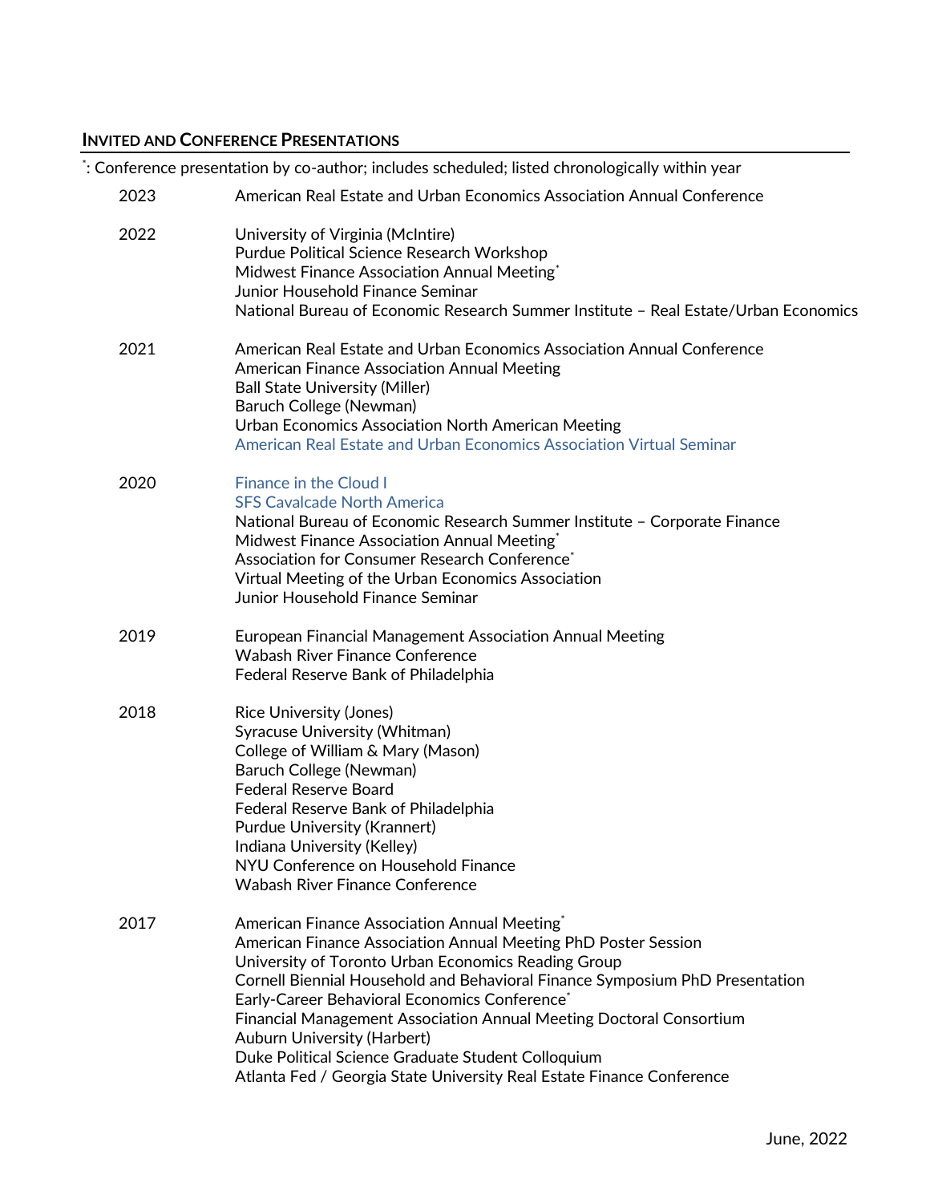## INVITED AND CONFERENCE PRESENTATIONS

[*]: Conference presentation by co-author; includes scheduled; listed chronologically within year

**2023**
- American Real Estate and Urban Economics Association Annual Conference

**2022**
- University of Virginia (McIntire)
- Purdue Political Science Research Workshop
- Midwest Finance Association Annual Meeting[*]
- Junior Household Finance Seminar
- National Bureau of Economic Research Summer Institute – Real Estate/Urban Economics

**2021**
- American Real Estate and Urban Economics Association Annual Conference
- American Finance Association Annual Meeting
- Ball State University (Miller)
- Baruch College (Newman)
- Urban Economics Association North American Meeting
- American Real Estate and Urban Economics Association Virtual Seminar

**2020**
- Finance in the Cloud I
- SFS Cavalcade North America
- National Bureau of Economic Research Summer Institute – Corporate Finance
- Midwest Finance Association Annual Meeting[*]
- Association for Consumer Research Conference[*]
- Virtual Meeting of the Urban Economics Association
- Junior Household Finance Seminar

**2019**
- European Financial Management Association Annual Meeting
- Wabash River Finance Conference
- Federal Reserve Bank of Philadelphia

**2018**
- Rice University (Jones)
- Syracuse University (Whitman)
- College of William & Mary (Mason)
- Baruch College (Newman)
- Federal Reserve Board
- Federal Reserve Bank of Philadelphia
- Purdue University (Krannert)
- Indiana University (Kelley)
- NYU Conference on Household Finance
- Wabash River Finance Conference

**2017**
- American Finance Association Annual Meeting[*]
- American Finance Association Annual Meeting PhD Poster Session
- University of Toronto Urban Economics Reading Group
- Cornell Biennial Household and Behavioral Finance Symposium PhD Presentation
- Early-Career Behavioral Economics Conference[*]
- Financial Management Association Annual Meeting Doctoral Consortium
- Auburn University (Harbert)
- Duke Political Science Graduate Student Colloquium
- Atlanta Fed / Georgia State University Real Estate Finance Conference

June, 2022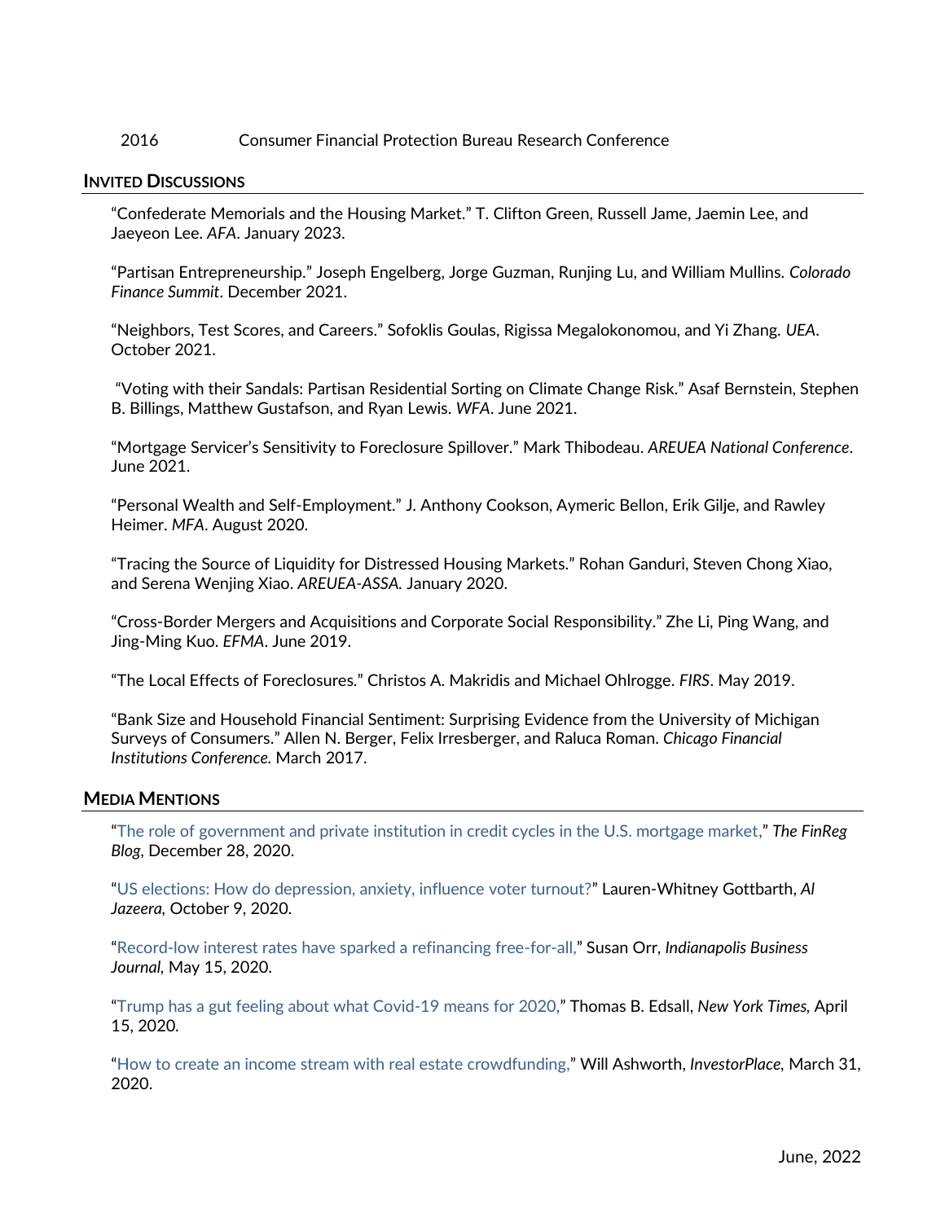2016 Consumer Financial Protection Bureau Research Conference

## INVITED DISCUSSIONS

"Confederate Memorials and the Housing Market." T. Clifton Green, Russell Jame, Jaemin Lee, and Jaeyeon Lee. *AFA*. January 2023.

"Partisan Entrepreneurship." Joseph Engelberg, Jorge Guzman, Runjing Lu, and William Mullins. *Colorado Finance Summit*. December 2021.

"Neighbors, Test Scores, and Careers." Sofoklis Goulas, Rigissa Megalokonomou, and Yi Zhang. *UEA*. October 2021.

"Voting with their Sandals: Partisan Residential Sorting on Climate Change Risk." Asaf Bernstein, Stephen B. Billings, Matthew Gustafson, and Ryan Lewis. *WFA*. June 2021.

"Mortgage Servicer's Sensitivity to Foreclosure Spillover." Mark Thibodeau. *AREUEA National Conference*. June 2021.

"Personal Wealth and Self-Employment." J. Anthony Cookson, Aymeric Bellon, Erik Gilje, and Rawley Heimer. *MFA*. August 2020.

"Tracing the Source of Liquidity for Distressed Housing Markets." Rohan Ganduri, Steven Chong Xiao, and Serena Wenjing Xiao. *AREUEA-ASSA.* January 2020.

"Cross-Border Mergers and Acquisitions and Corporate Social Responsibility." Zhe Li, Ping Wang, and Jing-Ming Kuo. *EFMA*. June 2019.

"The Local Effects of Foreclosures." Christos A. Makridis and Michael Ohlrogge. *FIRS*. May 2019.

"Bank Size and Household Financial Sentiment: Surprising Evidence from the University of Michigan Surveys of Consumers." Allen N. Berger, Felix Irresberger, and Raluca Roman. *Chicago Financial Institutions Conference.* March 2017.

## MEDIA MENTIONS

"The role of government and private institution in credit cycles in the U.S. mortgage market," *The FinReg Blog*, December 28, 2020.

"US elections: How do depression, anxiety, influence voter turnout?" Lauren-Whitney Gottbarth, *Al Jazeera,* October 9, 2020.

"Record-low interest rates have sparked a refinancing free-for-all," Susan Orr, *Indianapolis Business Journal,* May 15, 2020.

"Trump has a gut feeling about what Covid-19 means for 2020," Thomas B. Edsall, *New York Times,* April 15, 2020.

"How to create an income stream with real estate crowdfunding," Will Ashworth, *InvestorPlace,* March 31, 2020.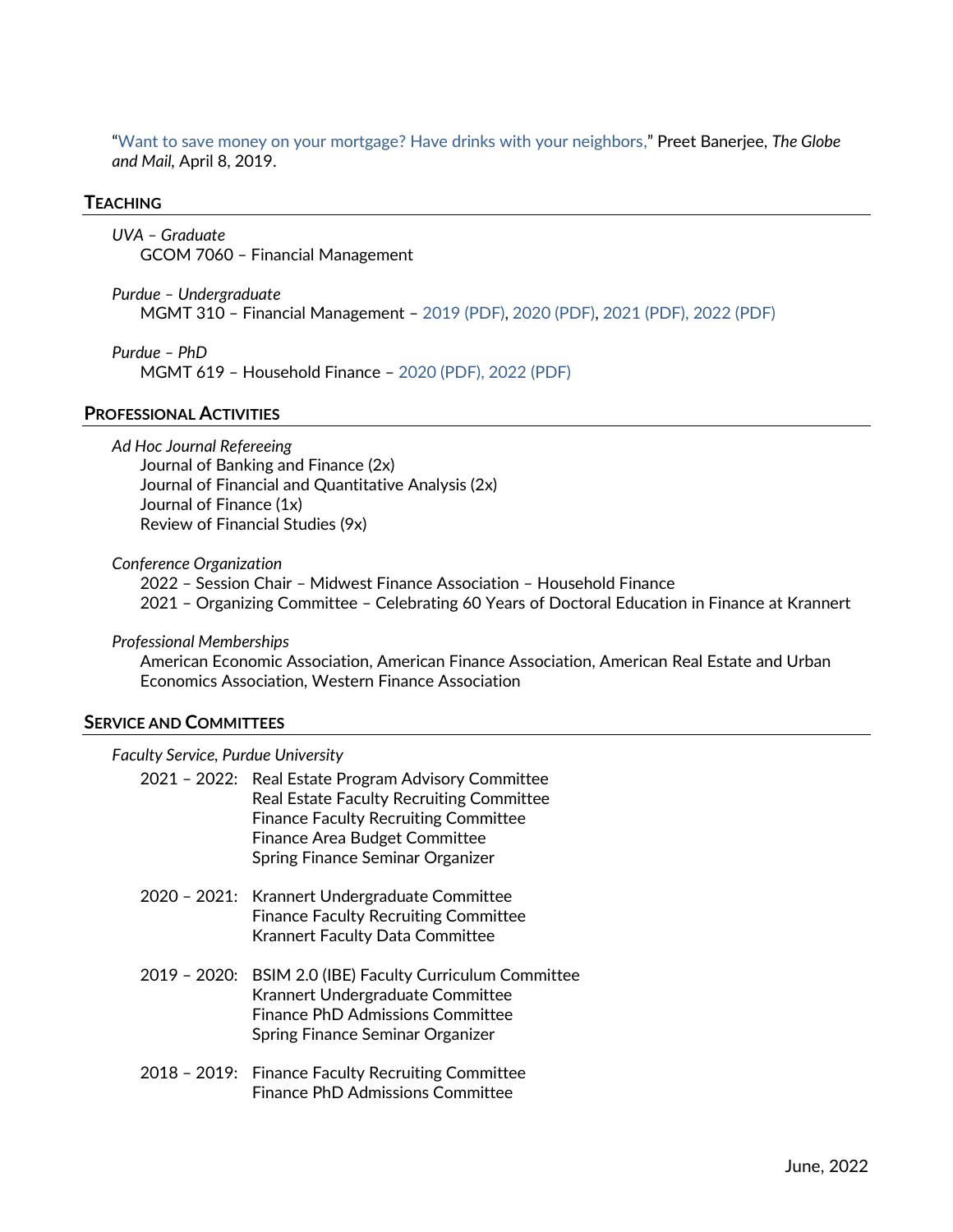"Want to save money on your mortgage? Have drinks with your neighbors," Preet Banerjee, *The Globe and Mail,* April 8, 2019.

## TEACHING

*UVA – Graduate*
GCOM 7060 – Financial Management

*Purdue – Undergraduate*
MGMT 310 – Financial Management – 2019 (PDF), 2020 (PDF), 2021 (PDF), 2022 (PDF)

*Purdue – PhD*
MGMT 619 – Household Finance – 2020 (PDF), 2022 (PDF)

## PROFESSIONAL ACTIVITIES

*Ad Hoc Journal Refereeing*
Journal of Banking and Finance (2x)
Journal of Financial and Quantitative Analysis (2x)
Journal of Finance (1x)
Review of Financial Studies (9x)

*Conference Organization*
2022 – Session Chair – Midwest Finance Association – Household Finance
2021 – Organizing Committee – Celebrating 60 Years of Doctoral Education in Finance at Krannert

*Professional Memberships*
American Economic Association, American Finance Association, American Real Estate and Urban Economics Association, Western Finance Association

## SERVICE AND COMMITTEES

*Faculty Service, Purdue University*

2021 – 2022:
- Real Estate Program Advisory Committee
- Real Estate Faculty Recruiting Committee
- Finance Faculty Recruiting Committee
- Finance Area Budget Committee
- Spring Finance Seminar Organizer

2020 – 2021:
- Krannert Undergraduate Committee
- Finance Faculty Recruiting Committee
- Krannert Faculty Data Committee

2019 – 2020:
- BSIM 2.0 (IBE) Faculty Curriculum Committee
- Krannert Undergraduate Committee
- Finance PhD Admissions Committee
- Spring Finance Seminar Organizer

2018 – 2019:
- Finance Faculty Recruiting Committee
- Finance PhD Admissions Committee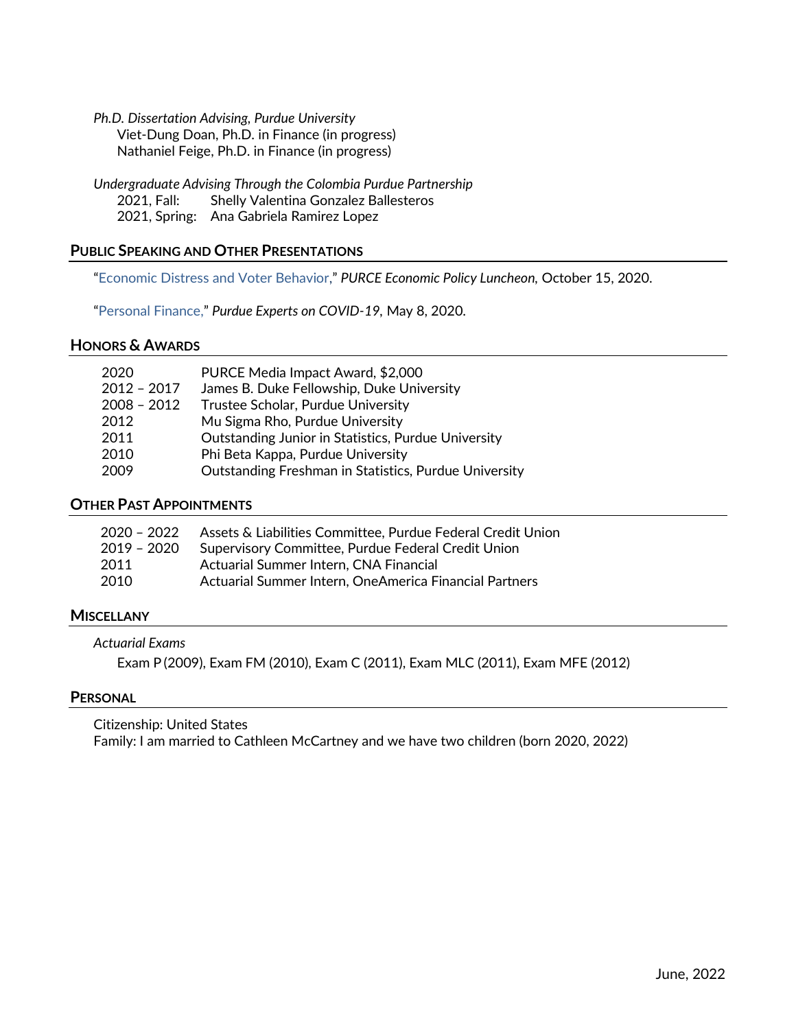*Ph.D. Dissertation Advising, Purdue University*

Viet-Dung Doan, Ph.D. in Finance (in progress)
Nathaniel Feige, Ph.D. in Finance (in progress)

*Undergraduate Advising Through the Colombia Purdue Partnership*

2021, Fall: Shelly Valentina Gonzalez Ballesteros
2021, Spring: Ana Gabriela Ramirez Lopez

## PUBLIC SPEAKING AND OTHER PRESENTATIONS

"Economic Distress and Voter Behavior," *PURCE Economic Policy Luncheon,* October 15, 2020.

"Personal Finance," *Purdue Experts on COVID-19*, May 8, 2020.

## HONORS & AWARDS

| | |
|---|---|
| 2020 | PURCE Media Impact Award, $2,000 |
| 2012 – 2017 | James B. Duke Fellowship, Duke University |
| 2008 – 2012 | Trustee Scholar, Purdue University |
| 2012 | Mu Sigma Rho, Purdue University |
| 2011 | Outstanding Junior in Statistics, Purdue University |
| 2010 | Phi Beta Kappa, Purdue University |
| 2009 | Outstanding Freshman in Statistics, Purdue University |

## OTHER PAST APPOINTMENTS

| | |
|---|---|
| 2020 – 2022 | Assets & Liabilities Committee, Purdue Federal Credit Union |
| 2019 – 2020 | Supervisory Committee, Purdue Federal Credit Union |
| 2011 | Actuarial Summer Intern, CNA Financial |
| 2010 | Actuarial Summer Intern, OneAmerica Financial Partners |

## MISCELLANY

*Actuarial Exams*

Exam P (2009), Exam FM (2010), Exam C (2011), Exam MLC (2011), Exam MFE (2012)

## PERSONAL

Citizenship: United States
Family: I am married to Cathleen McCartney and we have two children (born 2020, 2022)

June, 2022